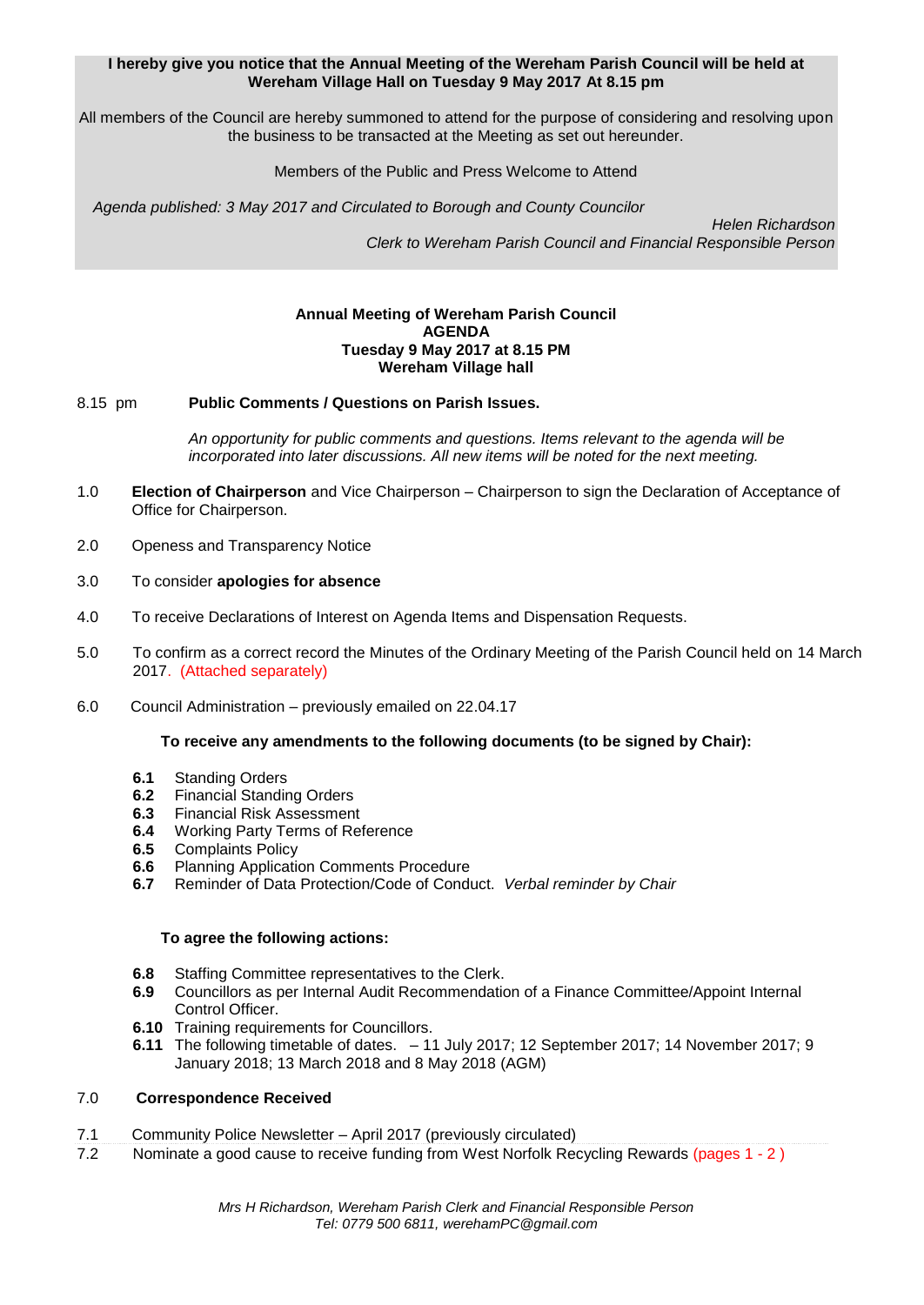**I hereby give you notice that the Annual Meeting of the Wereham Parish Council will be held at Wereham Village Hall on Tuesday 9 May 2017 At 8.15 pm**

All members of the Council are hereby summoned to attend for the purpose of considering and resolving upon the business to be transacted at the Meeting as set out hereunder.

Members of the Public and Press Welcome to Attend

*Agenda published: 3 May 2017 and Circulated to Borough and County Councilor*

*Helen Richardson*
*Clerk to Wereham Parish Council and Financial Responsible Person*

## Annual Meeting of Wereham Parish Council
## AGENDA
## Tuesday 9 May 2017 at 8.15 PM
## Wereham Village hall

8.15 pm **Public Comments / Questions on Parish Issues.**

*An opportunity for public comments and questions. Items relevant to the agenda will be incorporated into later discussions. All new items will be noted for the next meeting.*

1.0 **Election of Chairperson** and Vice Chairperson – Chairperson to sign the Declaration of Acceptance of Office for Chairperson.

2.0 Openess and Transparency Notice

3.0 To consider **apologies for absence**

4.0 To receive Declarations of Interest on Agenda Items and Dispensation Requests.

5.0 To confirm as a correct record the Minutes of the Ordinary Meeting of the Parish Council held on 14 March 2017. (Attached separately)

6.0 Council Administration – previously emailed on 22.04.17

**To receive any amendments to the following documents (to be signed by Chair):**

- **6.1** Standing Orders
- **6.2** Financial Standing Orders
- **6.3** Financial Risk Assessment
- **6.4** Working Party Terms of Reference
- **6.5** Complaints Policy
- **6.6** Planning Application Comments Procedure
- **6.7** Reminder of Data Protection/Code of Conduct. *Verbal reminder by Chair*

**To agree the following actions:**

- **6.8** Staffing Committee representatives to the Clerk.
- **6.9** Councillors as per Internal Audit Recommendation of a Finance Committee/Appoint Internal Control Officer.
- **6.10** Training requirements for Councillors.
- **6.11** The following timetable of dates. – 11 July 2017; 12 September 2017; 14 November 2017; 9 January 2018; 13 March 2018 and 8 May 2018 (AGM)

7.0 **Correspondence Received**

7.1 Community Police Newsletter – April 2017 (previously circulated)

7.2 Nominate a good cause to receive funding from West Norfolk Recycling Rewards (pages 1 - 2 )

*Mrs H Richardson, Wereham Parish Clerk and Financial Responsible Person*
*Tel: 0779 500 6811, werehamPC@gmail.com*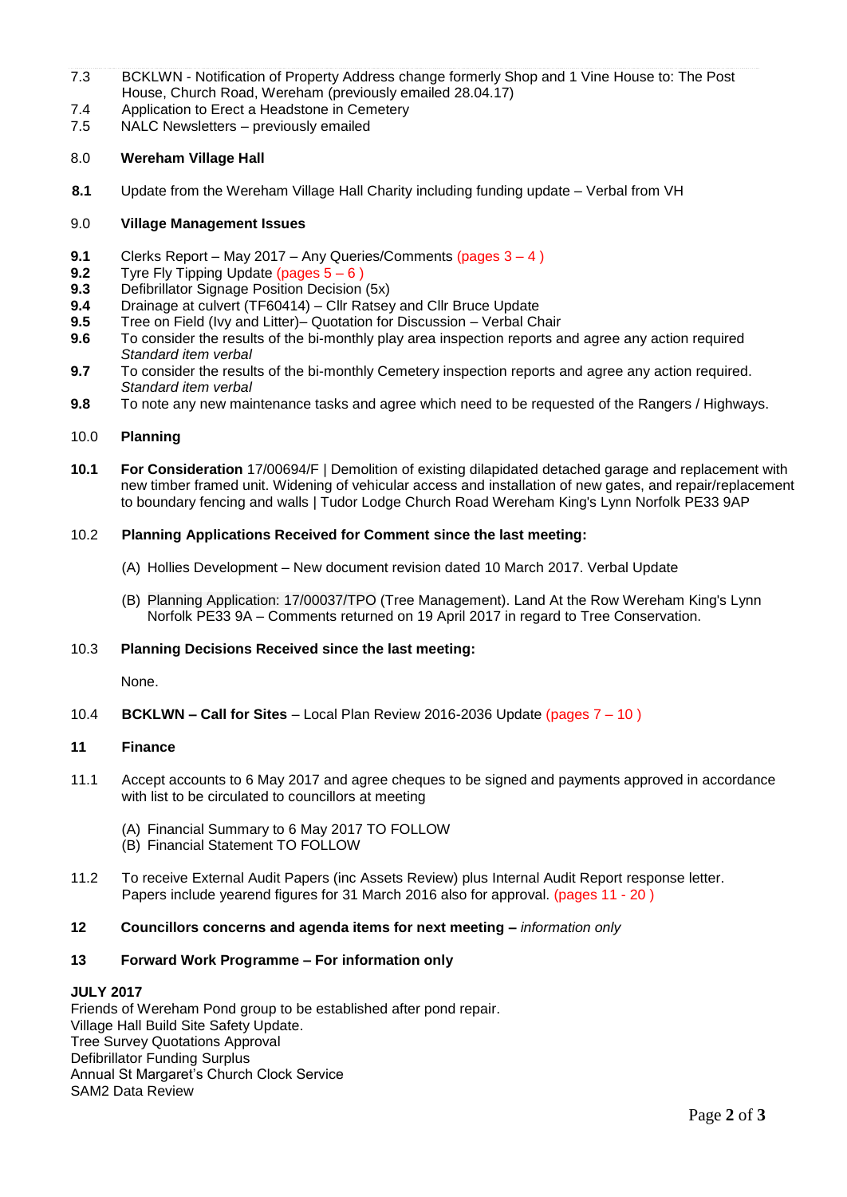7.3 BCKLWN - Notification of Property Address change formerly Shop and 1 Vine House to: The Post House, Church Road, Wereham (previously emailed 28.04.17)

7.4 Application to Erect a Headstone in Cemetery

7.5 NALC Newsletters – previously emailed

8.0 **Wereham Village Hall**

**8.1** Update from the Wereham Village Hall Charity including funding update – Verbal from VH

9.0 **Village Management Issues**

**9.1** Clerks Report – May 2017 – Any Queries/Comments (pages 3 – 4 )

**9.2** Tyre Fly Tipping Update (pages 5 – 6 )

**9.3** Defibrillator Signage Position Decision (5x)

**9.4** Drainage at culvert (TF60414) – Cllr Ratsey and Cllr Bruce Update

**9.5** Tree on Field (Ivy and Litter)– Quotation for Discussion – Verbal Chair

**9.6** To consider the results of the bi-monthly play area inspection reports and agree any action required *Standard item verbal*

**9.7** To consider the results of the bi-monthly Cemetery inspection reports and agree any action required. *Standard item verbal*

**9.8** To note any new maintenance tasks and agree which need to be requested of the Rangers / Highways.

10.0 **Planning**

**10.1** **For Consideration** 17/00694/F | Demolition of existing dilapidated detached garage and replacement with new timber framed unit. Widening of vehicular access and installation of new gates, and repair/replacement to boundary fencing and walls | Tudor Lodge Church Road Wereham King's Lynn Norfolk PE33 9AP

10.2 **Planning Applications Received for Comment since the last meeting:**

(A) Hollies Development – New document revision dated 10 March 2017. Verbal Update

(B) Planning Application: 17/00037/TPO (Tree Management). Land At the Row Wereham King's Lynn Norfolk PE33 9A – Comments returned on 19 April 2017 in regard to Tree Conservation.

10.3 **Planning Decisions Received since the last meeting:**

None.

10.4 **BCKLWN – Call for Sites** – Local Plan Review 2016-2036 Update (pages 7 – 10 )

**11 Finance**

11.1 Accept accounts to 6 May 2017 and agree cheques to be signed and payments approved in accordance with list to be circulated to councillors at meeting

(A) Financial Summary to 6 May 2017 TO FOLLOW
(B) Financial Statement TO FOLLOW

11.2 To receive External Audit Papers (inc Assets Review) plus Internal Audit Report response letter. Papers include yearend figures for 31 March 2016 also for approval. (pages 11 - 20 )

**12 Councillors concerns and agenda items for next meeting –** *information only*

**13 Forward Work Programme – For information only**

**JULY 2017**

Friends of Wereham Pond group to be established after pond repair.
Village Hall Build Site Safety Update.
Tree Survey Quotations Approval
Defibrillator Funding Surplus
Annual St Margaret's Church Clock Service
SAM2 Data Review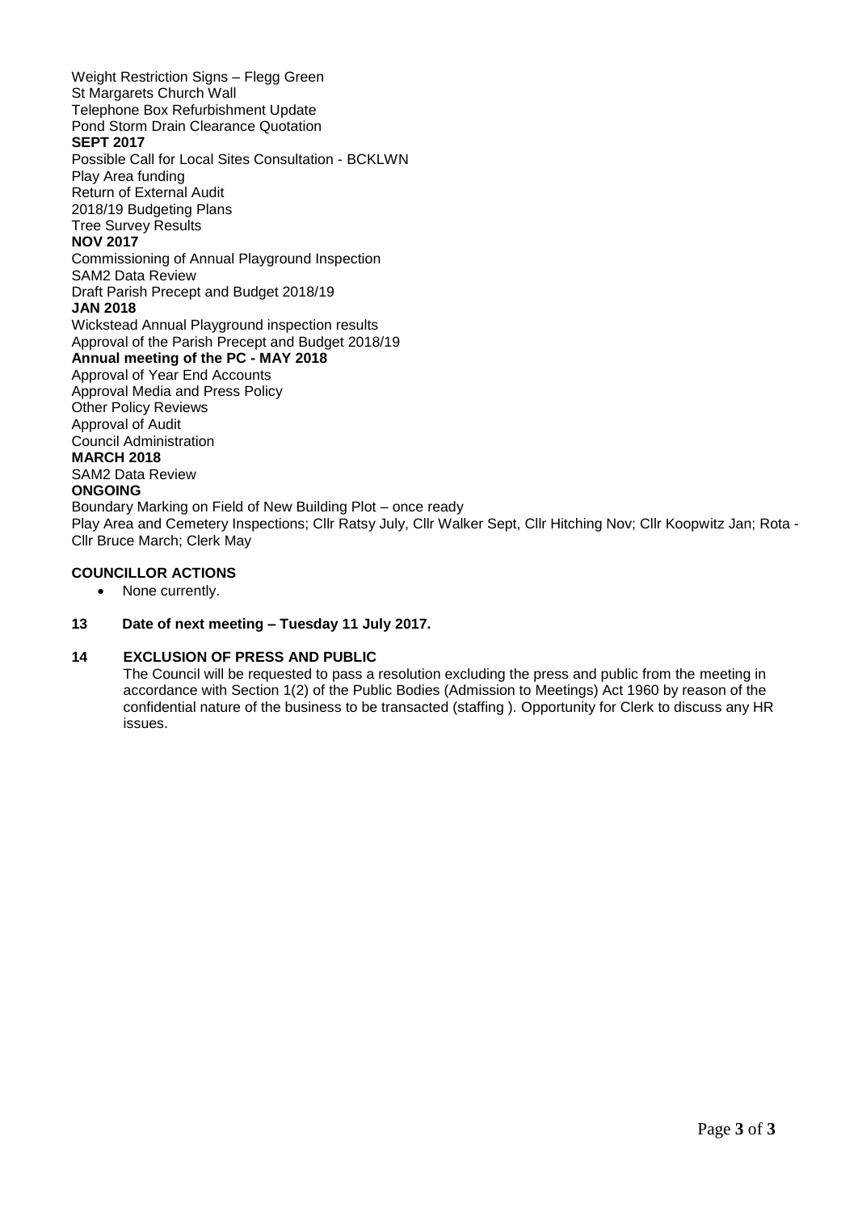Weight Restriction Signs – Flegg Green
St Margarets Church Wall
Telephone Box Refurbishment Update
Pond Storm Drain Clearance Quotation

**SEPT 2017**

Possible Call for Local Sites Consultation - BCKLWN
Play Area funding
Return of External Audit
2018/19 Budgeting Plans
Tree Survey Results

**NOV 2017**

Commissioning of Annual Playground Inspection
SAM2 Data Review
Draft Parish Precept and Budget 2018/19

**JAN 2018**

Wickstead Annual Playground inspection results
Approval of the Parish Precept and Budget 2018/19

**Annual meeting of the PC - MAY 2018**

Approval of Year End Accounts
Approval Media and Press Policy
Other Policy Reviews
Approval of Audit
Council Administration

**MARCH 2018**

SAM2 Data Review

**ONGOING**

Boundary Marking on Field of New Building Plot – once ready
Play Area and Cemetery Inspections; Cllr Ratsy July, Cllr Walker Sept, Cllr Hitching Nov; Cllr Koopwitz Jan; Rota - Cllr Bruce March; Clerk May

**COUNCILLOR ACTIONS**

- None currently.

**13 Date of next meeting – Tuesday 11 July 2017.**

**14 EXCLUSION OF PRESS AND PUBLIC**

The Council will be requested to pass a resolution excluding the press and public from the meeting in accordance with Section 1(2) of the Public Bodies (Admission to Meetings) Act 1960 by reason of the confidential nature of the business to be transacted (staffing ). Opportunity for Clerk to discuss any HR issues.